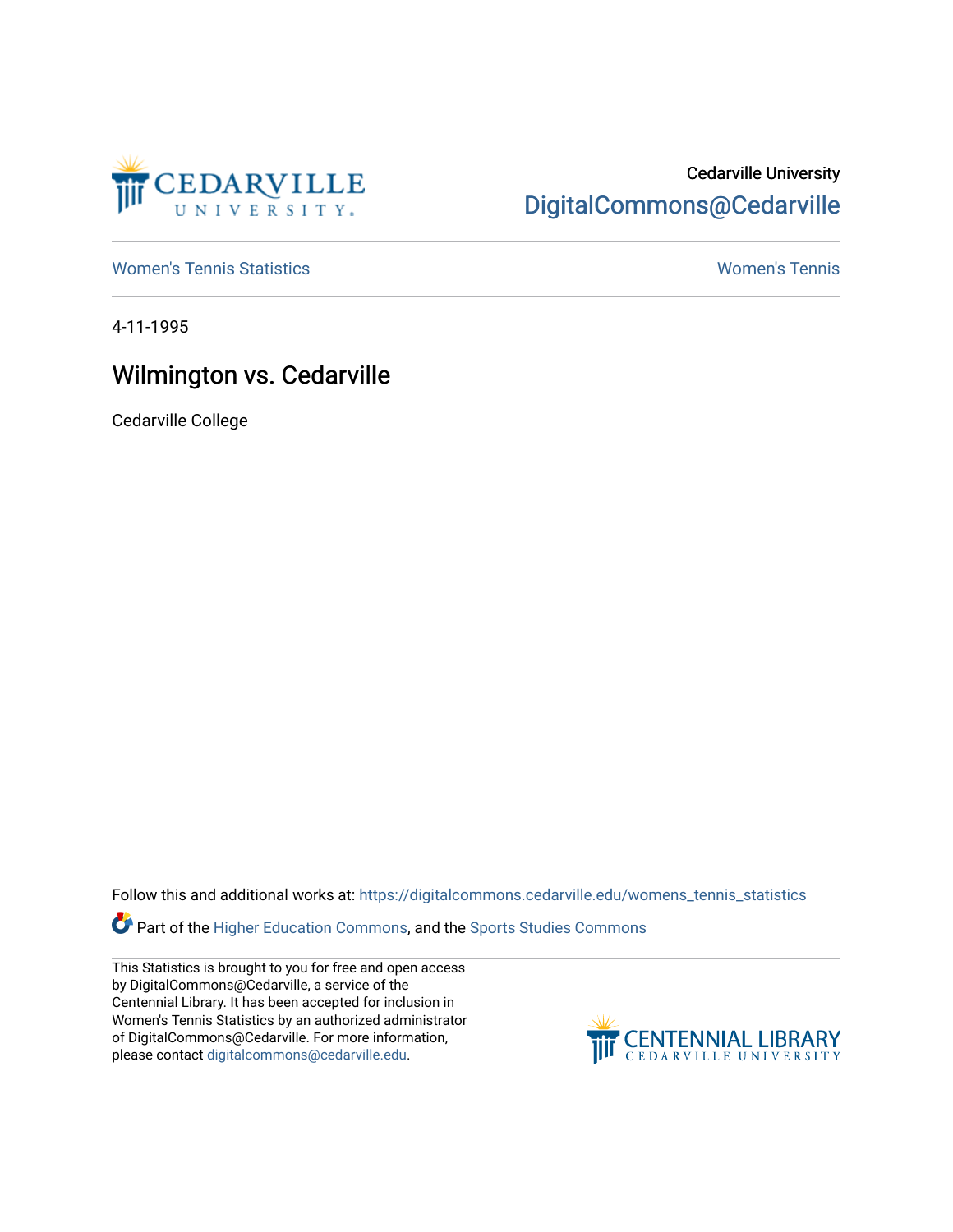Cedarville University
DigitalCommons@Cedarville

Women's Tennis Statistics | Women's Tennis

4-11-1995

# Wilmington vs. Cedarville

Cedarville College

Follow this and additional works at: https://digitalcommons.cedarville.edu/womens_tennis_statistics

Part of the Higher Education Commons, and the Sports Studies Commons

This Statistics is brought to you for free and open access by DigitalCommons@Cedarville, a service of the Centennial Library. It has been accepted for inclusion in Women's Tennis Statistics by an authorized administrator of DigitalCommons@Cedarville. For more information, please contact digitalcommons@cedarville.edu.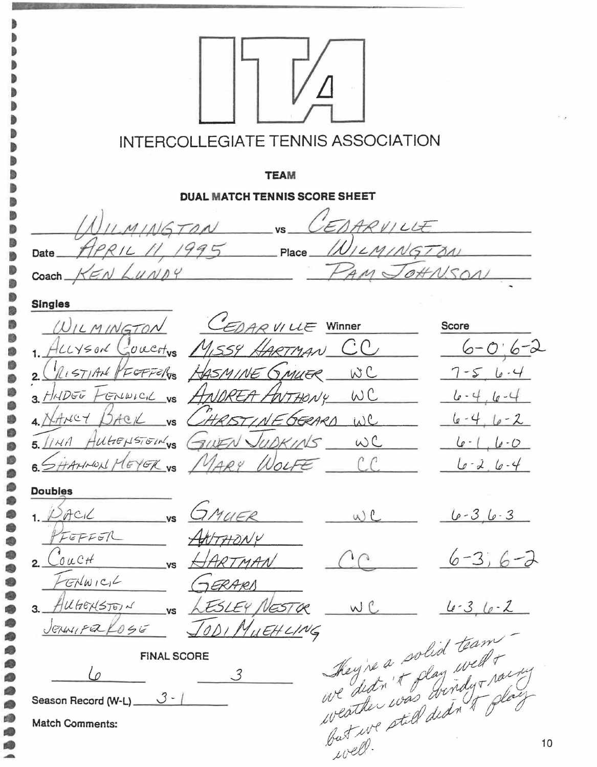# ITA

# INTERCOLLEGIATE TENNIS ASSOCIATION

**TEAM**

**DUAL MATCH TENNIS SCORE SHEET**

WILMINGTON vs CEDARVILLE

Date: APRIL 11, 1995 Place: WILMINGTON

Coach: KEN LUNDY PAM JOHNSON

## Singles

| | WILMINGTON | | CEDARVILLE | Winner | Score |
|---|---|---|---|---|---|
| 1. | ALLYSON COUCH | vs | MISSY HARTMAN | CC | 6-0; 6-2 |
| 2. | CRISTIAN PFEFFER | vs | HASMINE GMUER | WC | 7-5, 6-4 |
| 3. | ANDEE FENWICK | vs | ANDREA ANTHONY | WC | 6-4, 6-4 |
| 4. | NANCY BACK | vs | CHRISTINE GERARD | WC | 6-4, 6-2 |
| 5. | TINA AUGENSTEIN | vs | GWEN JUDKINS | WC | 6-1, 6-0 |
| 6. | SHANNON MEYER | vs | MARY WOLFE | CC | 6-2, 6-4 |

## Doubles

| | | | | Winner | Score |
|---|---|---|---|---|---|
| 1. | BACK / PFEFFER | vs | GMUER / ANTHONY | WC | 6-3, 6-3 |
| 2. | COUCH / FENWICK | vs | HARTMAN / GERARD | CC | 6-3; 6-2 |
| 3. | AUGENSTEIN / JENNIFER ROSE | vs | LESLEY NESTOR / JODI MUEHLING | WC | 6-3, 6-2 |

**FINAL SCORE**

6 3

Season Record (W-L) 3-1

Match Comments:

They're a solid team - we didn't play well + weather was windy + rainy but we still didn't play well.